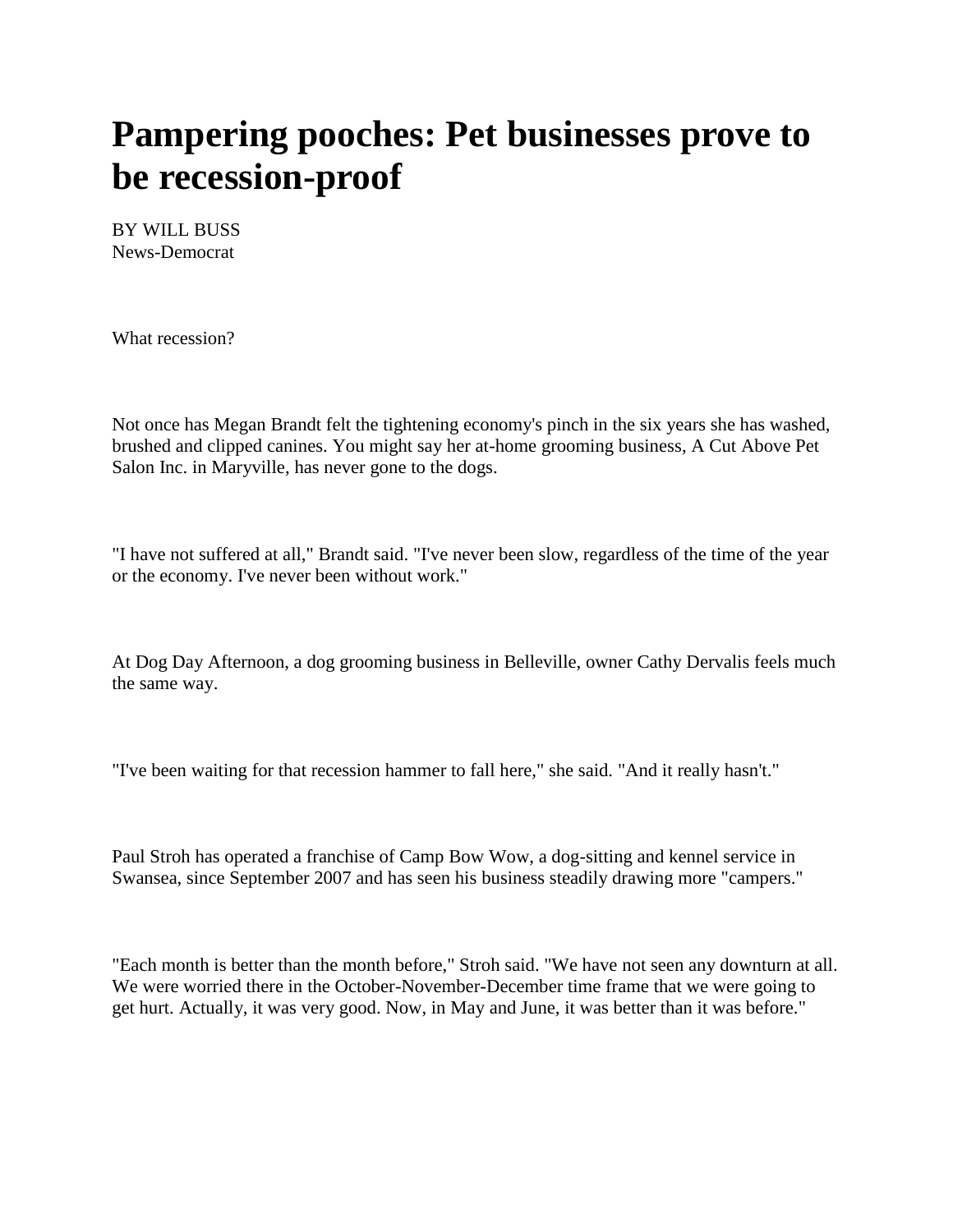# Pampering pooches: Pet businesses prove to be recession-proof

BY WILL BUSS
News-Democrat

What recession?

Not once has Megan Brandt felt the tightening economy's pinch in the six years she has washed, brushed and clipped canines. You might say her at-home grooming business, A Cut Above Pet Salon Inc. in Maryville, has never gone to the dogs.

"I have not suffered at all," Brandt said. "I've never been slow, regardless of the time of the year or the economy. I've never been without work."

At Dog Day Afternoon, a dog grooming business in Belleville, owner Cathy Dervalis feels much the same way.

"I've been waiting for that recession hammer to fall here," she said. "And it really hasn't."

Paul Stroh has operated a franchise of Camp Bow Wow, a dog-sitting and kennel service in Swansea, since September 2007 and has seen his business steadily drawing more "campers."

"Each month is better than the month before," Stroh said. "We have not seen any downturn at all. We were worried there in the October-November-December time frame that we were going to get hurt. Actually, it was very good. Now, in May and June, it was better than it was before."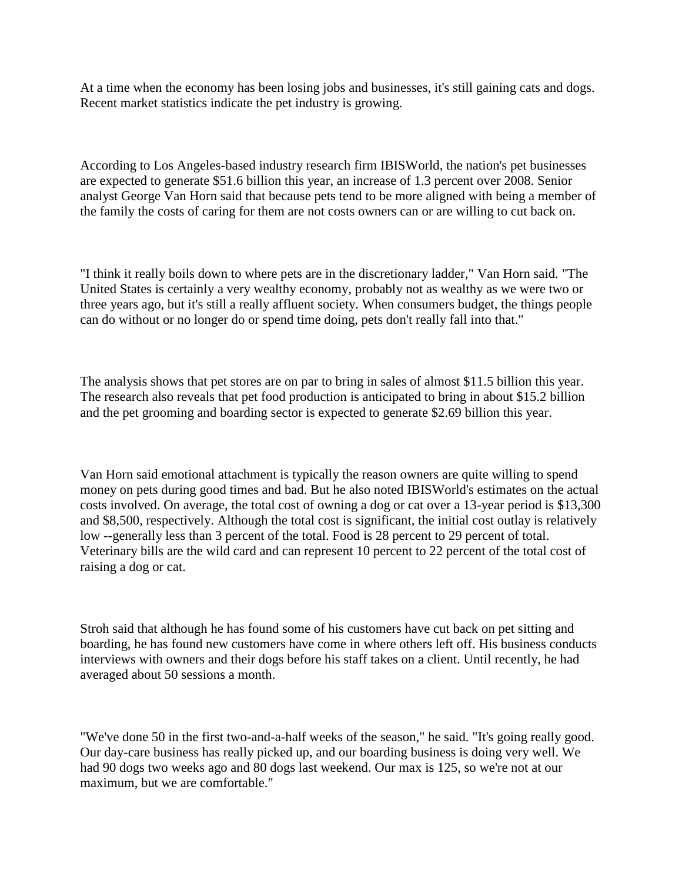At a time when the economy has been losing jobs and businesses, it's still gaining cats and dogs. Recent market statistics indicate the pet industry is growing.

According to Los Angeles-based industry research firm IBISWorld, the nation's pet businesses are expected to generate $51.6 billion this year, an increase of 1.3 percent over 2008. Senior analyst George Van Horn said that because pets tend to be more aligned with being a member of the family the costs of caring for them are not costs owners can or are willing to cut back on.

"I think it really boils down to where pets are in the discretionary ladder," Van Horn said. "The United States is certainly a very wealthy economy, probably not as wealthy as we were two or three years ago, but it's still a really affluent society. When consumers budget, the things people can do without or no longer do or spend time doing, pets don't really fall into that."

The analysis shows that pet stores are on par to bring in sales of almost $11.5 billion this year. The research also reveals that pet food production is anticipated to bring in about $15.2 billion and the pet grooming and boarding sector is expected to generate $2.69 billion this year.

Van Horn said emotional attachment is typically the reason owners are quite willing to spend money on pets during good times and bad. But he also noted IBISWorld's estimates on the actual costs involved. On average, the total cost of owning a dog or cat over a 13-year period is $13,300 and $8,500, respectively. Although the total cost is significant, the initial cost outlay is relatively low --generally less than 3 percent of the total. Food is 28 percent to 29 percent of total. Veterinary bills are the wild card and can represent 10 percent to 22 percent of the total cost of raising a dog or cat.

Stroh said that although he has found some of his customers have cut back on pet sitting and boarding, he has found new customers have come in where others left off. His business conducts interviews with owners and their dogs before his staff takes on a client. Until recently, he had averaged about 50 sessions a month.

"We've done 50 in the first two-and-a-half weeks of the season," he said. "It's going really good. Our day-care business has really picked up, and our boarding business is doing very well. We had 90 dogs two weeks ago and 80 dogs last weekend. Our max is 125, so we're not at our maximum, but we are comfortable."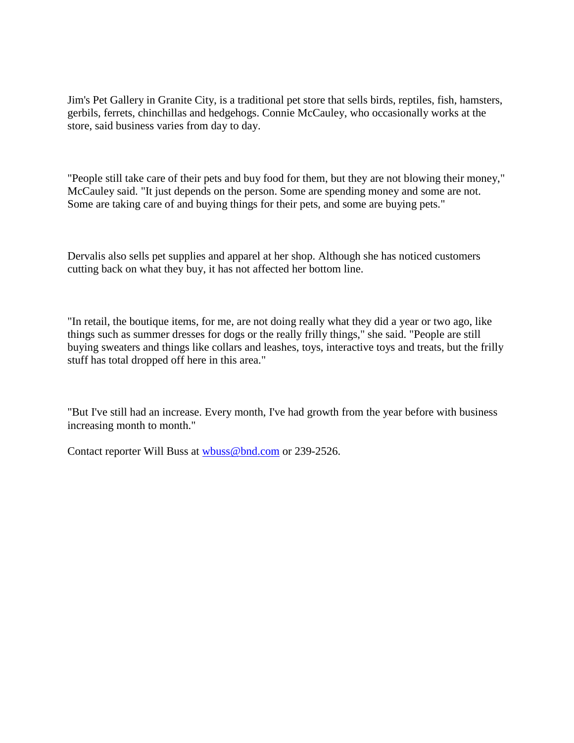Jim's Pet Gallery in Granite City, is a traditional pet store that sells birds, reptiles, fish, hamsters, gerbils, ferrets, chinchillas and hedgehogs. Connie McCauley, who occasionally works at the store, said business varies from day to day.

"People still take care of their pets and buy food for them, but they are not blowing their money," McCauley said. "It just depends on the person. Some are spending money and some are not. Some are taking care of and buying things for their pets, and some are buying pets."

Dervalis also sells pet supplies and apparel at her shop. Although she has noticed customers cutting back on what they buy, it has not affected her bottom line.

"In retail, the boutique items, for me, are not doing really what they did a year or two ago, like things such as summer dresses for dogs or the really frilly things," she said. "People are still buying sweaters and things like collars and leashes, toys, interactive toys and treats, but the frilly stuff has total dropped off here in this area."

"But I've still had an increase. Every month, I've had growth from the year before with business increasing month to month."

Contact reporter Will Buss at wbuss@bnd.com or 239-2526.